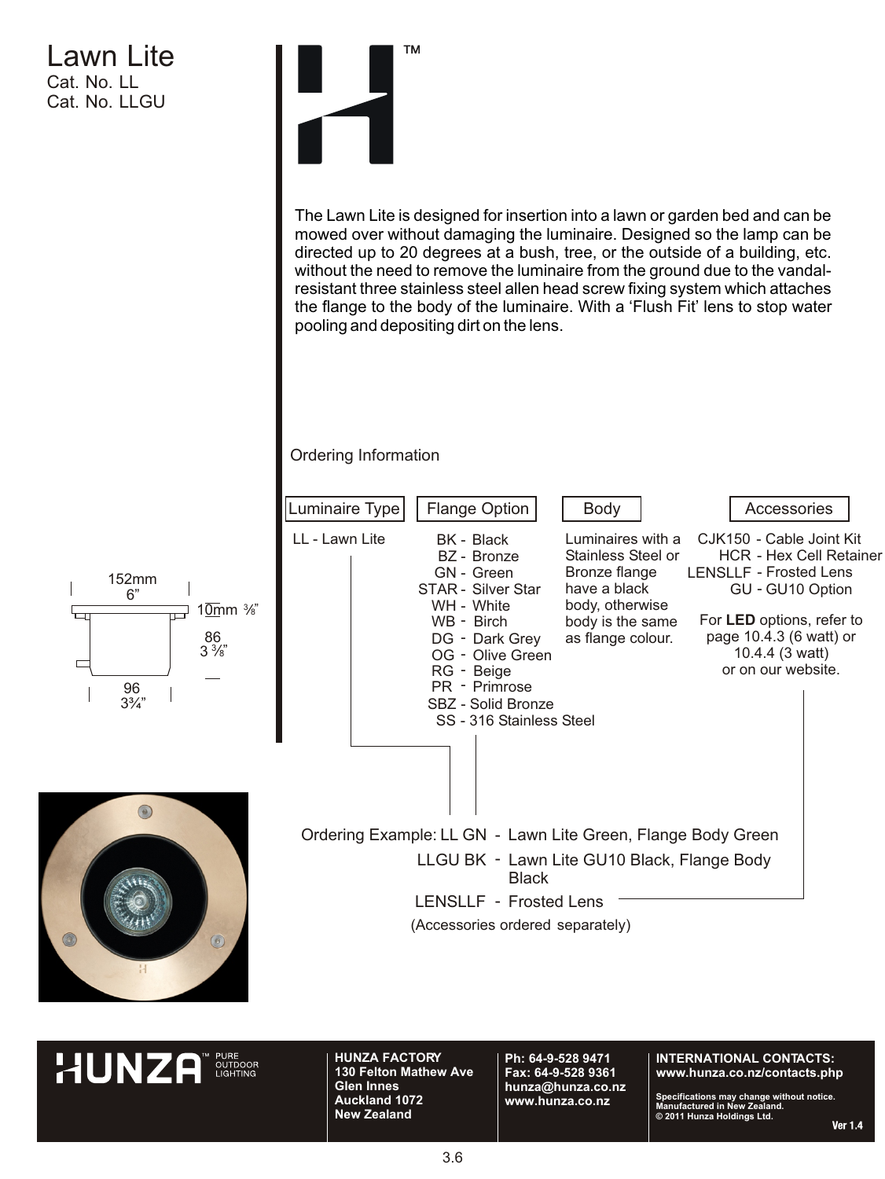# Lawn Lite

Cat. No. LL
Cat. No. LLGU

The Lawn Lite is designed for insertion into a lawn or garden bed and can be mowed over without damaging the luminaire. Designed so the lamp can be directed up to 20 degrees at a bush, tree, or the outside of a building, etc. without the need to remove the luminaire from the ground due to the vandal-resistant three stainless steel allen head screw fixing system which attaches the flange to the body of the luminaire. With a 'Flush Fit' lens to stop water pooling and depositing dirt on the lens.

152mm 6"
10mm ⅜"
86 3⅜"
96 3¾"

## Ordering Information

| Luminaire Type | Flange Option | Body | Accessories |
|---|---|---|---|
| LL - Lawn Lite | BK - Black<br>BZ - Bronze<br>GN - Green<br>STAR - Silver Star<br>WH - White<br>WB - Birch<br>DG - Dark Grey<br>OG - Olive Green<br>RG - Beige<br>PR - Primrose<br>SBZ - Solid Bronze<br>SS - 316 Stainless Steel | Luminaires with a Stainless Steel or Bronze flange have a black body, otherwise body is the same as flange colour. | CJK150 - Cable Joint Kit<br>HCR - Hex Cell Retainer<br>LENSLLF - Frosted Lens<br>GU - GU10 Option<br><br>For **LED** options, refer to page 10.4.3 (6 watt) or 10.4.4 (3 watt) or on our website. |

Ordering Example: LL GN - Lawn Lite Green, Flange Body Green

LLGU BK - Lawn Lite GU10 Black, Flange Body Black

LENSLLF - Frosted Lens

(Accessories ordered separately)

**HUNZA** PURE OUTDOOR LIGHTING

**HUNZA FACTORY**
**130 Felton Mathew Ave**
**Glen Innes**
**Auckland 1072**
**New Zealand**

**Ph: 64-9-528 9471**
**Fax: 64-9-528 9361**
**hunza@hunza.co.nz**
**www.hunza.co.nz**

**INTERNATIONAL CONTACTS:**
**www.hunza.co.nz/contacts.php**

**Specifications may change without notice.**
**Manufactured in New Zealand.**
**© 2011 Hunza Holdings Ltd.**

**Ver 1.4**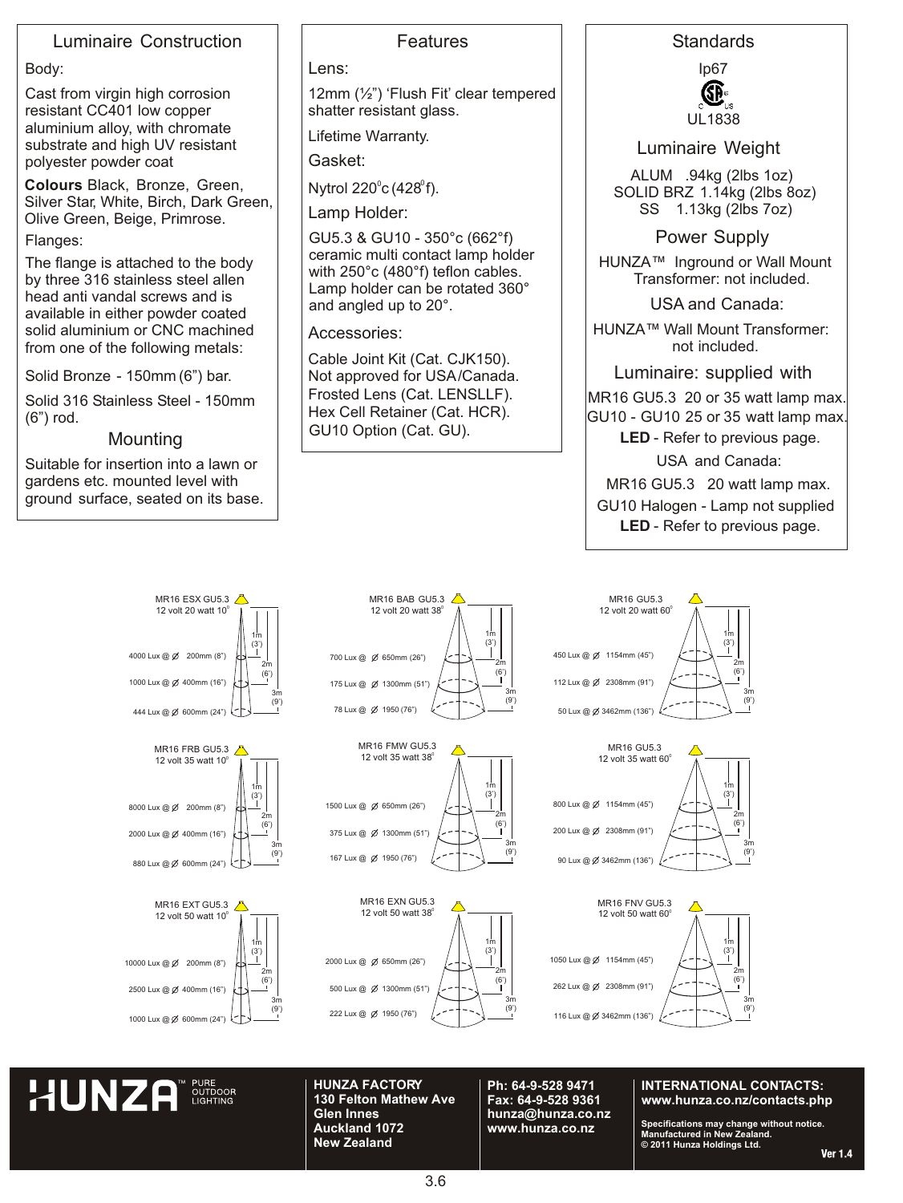## Luminaire Construction

Body:

Cast from virgin high corrosion resistant CC401 low copper aluminium alloy, with chromate substrate and high UV resistant polyester powder coat

**Colours** Black, Bronze, Green, Silver Star, White, Birch, Dark Green, Olive Green, Beige, Primrose.

Flanges:

The flange is attached to the body by three 316 stainless steel allen head anti vandal screws and is available in either powder coated solid aluminium or CNC machined from one of the following metals:

Solid Bronze - 150mm (6”) bar.

Solid 316 Stainless Steel - 150mm (6”) rod.

### Mounting

Suitable for insertion into a lawn or gardens etc. mounted level with ground surface, seated on its base.

## Features

Lens:

12mm (½”) ‘Flush Fit’ clear tempered shatter resistant glass.

Lifetime Warranty.

Gasket:

Nytrol 220°c (428°f).

Lamp Holder:

GU5.3 & GU10 - 350°c (662°f) ceramic multi contact lamp holder with 250°c (480°f) teflon cables. Lamp holder can be rotated 360° and angled up to 20°.

Accessories:

Cable Joint Kit (Cat. CJK150). Not approved for USA/Canada.
Frosted Lens (Cat. LENSLLF).
Hex Cell Retainer (Cat. HCR).
GU10 Option (Cat. GU).

## Standards

Ip67

UL1838

### Luminaire Weight

ALUM .94kg (2lbs 1oz)
SOLID BRZ 1.14kg (2lbs 8oz)
SS 1.13kg (2lbs 7oz)

### Power Supply

HUNZA™ Inground or Wall Mount Transformer: not included.

USA and Canada:

HUNZA™ Wall Mount Transformer: not included.

### Luminaire: supplied with

MR16 GU5.3 20 or 35 watt lamp max.
GU10 - GU10 25 or 35 watt lamp max.
**LED** - Refer to previous page.

USA and Canada:

MR16 GU5.3 20 watt lamp max.
GU10 Halogen - Lamp not supplied
**LED** - Refer to previous page.

MR16 ESX GU5.3
12 volt 20 watt 10°
4000 Lux @ Ø 200mm (8”)
1000 Lux @ Ø 400mm (16”)
444 Lux @ Ø 600mm (24”)
1m (3’) 2m (6’) 3m (9’)

MR16 BAB GU5.3
12 volt 20 watt 38°
700 Lux @ Ø 650mm (26”)
175 Lux @ Ø 1300mm (51”)
78 Lux @ Ø 1950 (76”)
1m (3’) 2m (6’) 3m (9’)

MR16 GU5.3
12 volt 20 watt 60°
450 Lux @ Ø 1154mm (45”)
112 Lux @ Ø 2308mm (91”)
50 Lux @ Ø 3462mm (136”)
1m (3’) 2m (6’) 3m (9’)

MR16 FRB GU5.3
12 volt 35 watt 10°
8000 Lux @ Ø 200mm (8”)
2000 Lux @ Ø 400mm (16”)
880 Lux @ Ø 600mm (24”)
1m (3’) 2m (6’) 3m (9’)

MR16 FMW GU5.3
12 volt 35 watt 38°
1500 Lux @ Ø 650mm (26”)
375 Lux @ Ø 1300mm (51”)
167 Lux @ Ø 1950 (76”)
1m (3’) 2m (6’) 3m (9’)

MR16 GU5.3
12 volt 35 watt 60°
800 Lux @ Ø 1154mm (45”)
200 Lux @ Ø 2308mm (91”)
90 Lux @ Ø 3462mm (136”)
1m (3’) 2m (6’) 3m (9’)

MR16 EXT GU5.3
12 volt 50 watt 10°
10000 Lux @ Ø 200mm (8”)
2500 Lux @ Ø 400mm (16”)
1000 Lux @ Ø 600mm (24”)
1m (3’) 2m (6’) 3m (9’)

MR16 EXN GU5.3
12 volt 50 watt 38°
2000 Lux @ Ø 650mm (26”)
500 Lux @ Ø 1300mm (51”)
222 Lux @ Ø 1950 (76”)
1m (3’) 2m (6’) 3m (9’)

MR16 FNV GU5.3
12 volt 50 watt 60°
1050 Lux @ Ø 1154mm (45”)
262 Lux @ Ø 2308mm (91”)
116 Lux @ Ø 3462mm (136”)
1m (3’) 2m (6’) 3m (9’)

HUNZA™ PURE OUTDOOR LIGHTING

**HUNZA FACTORY**
**130 Felton Mathew Ave**
**Glen Innes**
**Auckland 1072**
**New Zealand**

**Ph: 64-9-528 9471**
**Fax: 64-9-528 9361**
**hunza@hunza.co.nz**
**www.hunza.co.nz**

**INTERNATIONAL CONTACTS:**
**www.hunza.co.nz/contacts.php**

**Specifications may change without notice.**
**Manufactured in New Zealand.**
**© 2011 Hunza Holdings Ltd.**

Ver 1.4